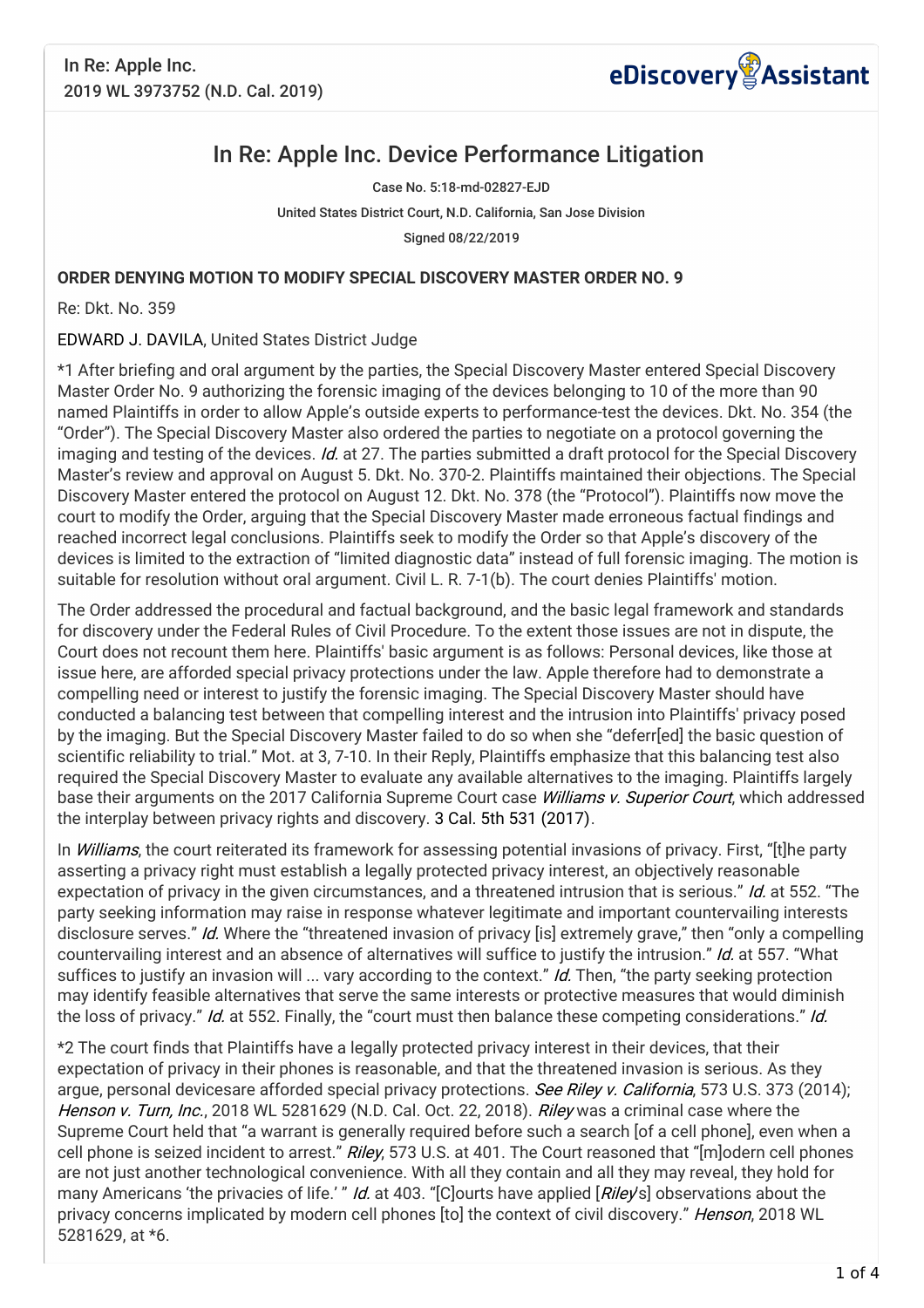In Re: Apple Inc.
2019 WL 3973752 (N.D. Cal. 2019)

# In Re: Apple Inc. Device Performance Litigation

Case No. 5:18-md-02827-EJD

United States District Court, N.D. California, San Jose Division

Signed 08/22/2019

**ORDER DENYING MOTION TO MODIFY SPECIAL DISCOVERY MASTER ORDER NO. 9**

Re: Dkt. No. 359

EDWARD J. DAVILA, United States District Judge

*1 After briefing and oral argument by the parties, the Special Discovery Master entered Special Discovery Master Order No. 9 authorizing the forensic imaging of the devices belonging to 10 of the more than 90 named Plaintiffs in order to allow Apple's outside experts to performance-test the devices. Dkt. No. 354 (the "Order"). The Special Discovery Master also ordered the parties to negotiate on a protocol governing the imaging and testing of the devices. *Id.* at 27. The parties submitted a draft protocol for the Special Discovery Master's review and approval on August 5. Dkt. No. 370-2. Plaintiffs maintained their objections. The Special Discovery Master entered the protocol on August 12. Dkt. No. 378 (the "Protocol"). Plaintiffs now move the court to modify the Order, arguing that the Special Discovery Master made erroneous factual findings and reached incorrect legal conclusions. Plaintiffs seek to modify the Order so that Apple's discovery of the devices is limited to the extraction of "limited diagnostic data" instead of full forensic imaging. The motion is suitable for resolution without oral argument. Civil L. R. 7-1(b). The court denies Plaintiffs' motion.

The Order addressed the procedural and factual background, and the basic legal framework and standards for discovery under the Federal Rules of Civil Procedure. To the extent those issues are not in dispute, the Court does not recount them here. Plaintiffs' basic argument is as follows: Personal devices, like those at issue here, are afforded special privacy protections under the law. Apple therefore had to demonstrate a compelling need or interest to justify the forensic imaging. The Special Discovery Master should have conducted a balancing test between that compelling interest and the intrusion into Plaintiffs' privacy posed by the imaging. But the Special Discovery Master failed to do so when she "deferr[ed] the basic question of scientific reliability to trial." Mot. at 3, 7-10. In their Reply, Plaintiffs emphasize that this balancing test also required the Special Discovery Master to evaluate any available alternatives to the imaging. Plaintiffs largely base their arguments on the 2017 California Supreme Court case *Williams v. Superior Court*, which addressed the interplay between privacy rights and discovery. 3 Cal. 5th 531 (2017).

In *Williams*, the court reiterated its framework for assessing potential invasions of privacy. First, "[t]he party asserting a privacy right must establish a legally protected privacy interest, an objectively reasonable expectation of privacy in the given circumstances, and a threatened intrusion that is serious." *Id.* at 552. "The party seeking information may raise in response whatever legitimate and important countervailing interests disclosure serves." *Id.* Where the "threatened invasion of privacy [is] extremely grave," then "only a compelling countervailing interest and an absence of alternatives will suffice to justify the intrusion." *Id.* at 557. "What suffices to justify an invasion will ... vary according to the context." *Id.* Then, "the party seeking protection may identify feasible alternatives that serve the same interests or protective measures that would diminish the loss of privacy." *Id.* at 552. Finally, the "court must then balance these competing considerations." *Id.*

*2 The court finds that Plaintiffs have a legally protected privacy interest in their devices, that their expectation of privacy in their phones is reasonable, and that the threatened invasion is serious. As they argue, personal devicesare afforded special privacy protections. *See Riley v. California*, 573 U.S. 373 (2014); *Henson v. Turn, Inc.*, 2018 WL 5281629 (N.D. Cal. Oct. 22, 2018). *Riley* was a criminal case where the Supreme Court held that "a warrant is generally required before such a search [of a cell phone], even when a cell phone is seized incident to arrest." *Riley*, 573 U.S. at 401. The Court reasoned that "[m]odern cell phones are not just another technological convenience. With all they contain and all they may reveal, they hold for many Americans 'the privacies of life.' " *Id.* at 403. "[C]ourts have applied [*Riley*'s] observations about the privacy concerns implicated by modern cell phones [to] the context of civil discovery." *Henson*, 2018 WL 5281629, at *6.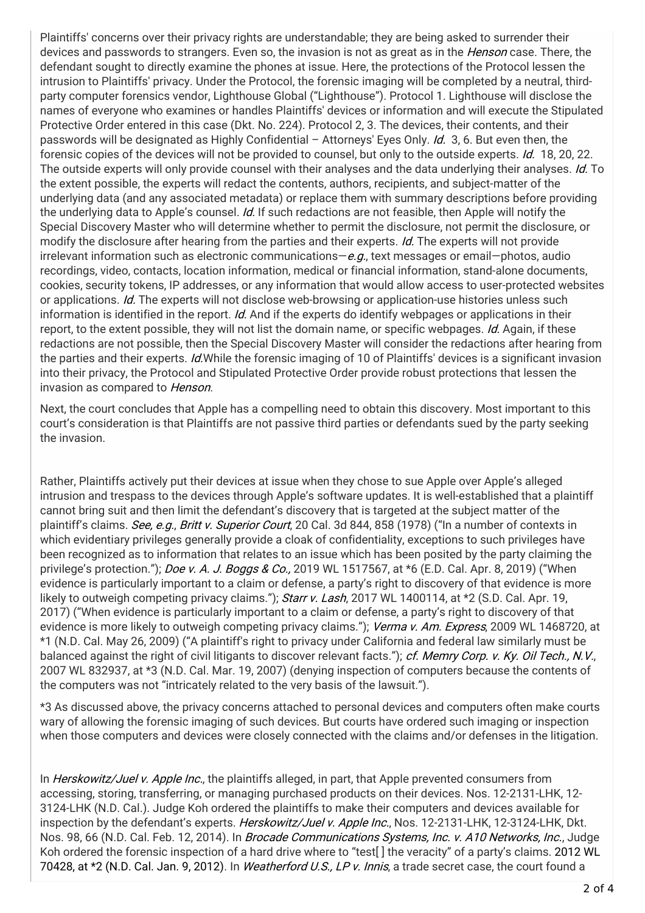Plaintiffs' concerns over their privacy rights are understandable; they are being asked to surrender their devices and passwords to strangers. Even so, the invasion is not as great as in the *Henson* case. There, the defendant sought to directly examine the phones at issue. Here, the protections of the Protocol lessen the intrusion to Plaintiffs' privacy. Under the Protocol, the forensic imaging will be completed by a neutral, third-party computer forensics vendor, Lighthouse Global ("Lighthouse"). Protocol 1. Lighthouse will disclose the names of everyone who examines or handles Plaintiffs' devices or information and will execute the Stipulated Protective Order entered in this case (Dkt. No. 224). Protocol 2, 3. The devices, their contents, and their passwords will be designated as Highly Confidential – Attorneys' Eyes Only. *Id.* 3, 6. But even then, the forensic copies of the devices will not be provided to counsel, but only to the outside experts. *Id.* 18, 20, 22. The outside experts will only provide counsel with their analyses and the data underlying their analyses. *Id.* To the extent possible, the experts will redact the contents, authors, recipients, and subject-matter of the underlying data (and any associated metadata) or replace them with summary descriptions before providing the underlying data to Apple's counsel. *Id.* If such redactions are not feasible, then Apple will notify the Special Discovery Master who will determine whether to permit the disclosure, not permit the disclosure, or modify the disclosure after hearing from the parties and their experts. *Id.* The experts will not provide irrelevant information such as electronic communications—*e.g.*, text messages or email—photos, audio recordings, video, contacts, location information, medical or financial information, stand-alone documents, cookies, security tokens, IP addresses, or any information that would allow access to user-protected websites or applications. *Id.* The experts will not disclose web-browsing or application-use histories unless such information is identified in the report. *Id.* And if the experts do identify webpages or applications in their report, to the extent possible, they will not list the domain name, or specific webpages. *Id.* Again, if these redactions are not possible, then the Special Discovery Master will consider the redactions after hearing from the parties and their experts. *Id.*While the forensic imaging of 10 of Plaintiffs' devices is a significant invasion into their privacy, the Protocol and Stipulated Protective Order provide robust protections that lessen the invasion as compared to *Henson*.

Next, the court concludes that Apple has a compelling need to obtain this discovery. Most important to this court's consideration is that Plaintiffs are not passive third parties or defendants sued by the party seeking the invasion.

Rather, Plaintiffs actively put their devices at issue when they chose to sue Apple over Apple's alleged intrusion and trespass to the devices through Apple's software updates. It is well-established that a plaintiff cannot bring suit and then limit the defendant's discovery that is targeted at the subject matter of the plaintiff's claims. *See, e.g.*, *Britt v. Superior Court*, 20 Cal. 3d 844, 858 (1978) ("In a number of contexts in which evidentiary privileges generally provide a cloak of confidentiality, exceptions to such privileges have been recognized as to information that relates to an issue which has been posited by the party claiming the privilege's protection."); *Doe v. A. J. Boggs & Co.,* 2019 WL 1517567, at *6 (E.D. Cal. Apr. 8, 2019) ("When evidence is particularly important to a claim or defense, a party's right to discovery of that evidence is more likely to outweigh competing privacy claims."); *Starr v. Lash*, 2017 WL 1400114, at *2 (S.D. Cal. Apr. 19, 2017) ("When evidence is particularly important to a claim or defense, a party's right to discovery of that evidence is more likely to outweigh competing privacy claims."); *Verma v. Am. Express*, 2009 WL 1468720, at *1 (N.D. Cal. May 26, 2009) ("A plaintiff's right to privacy under California and federal law similarly must be balanced against the right of civil litigants to discover relevant facts."); *cf. Memry Corp. v. Ky. Oil Tech., N.V.*, 2007 WL 832937, at *3 (N.D. Cal. Mar. 19, 2007) (denying inspection of computers because the contents of the computers was not "intricately related to the very basis of the lawsuit.").

*3 As discussed above, the privacy concerns attached to personal devices and computers often make courts wary of allowing the forensic imaging of such devices. But courts have ordered such imaging or inspection when those computers and devices were closely connected with the claims and/or defenses in the litigation.

In *Herskowitz/Juel v. Apple Inc.*, the plaintiffs alleged, in part, that Apple prevented consumers from accessing, storing, transferring, or managing purchased products on their devices. Nos. 12-2131-LHK, 12-3124-LHK (N.D. Cal.). Judge Koh ordered the plaintiffs to make their computers and devices available for inspection by the defendant's experts. *Herskowitz/Juel v. Apple Inc.*, Nos. 12-2131-LHK, 12-3124-LHK, Dkt. Nos. 98, 66 (N.D. Cal. Feb. 12, 2014). In *Brocade Communications Systems, Inc. v. A10 Networks, Inc.*, Judge Koh ordered the forensic inspection of a hard drive where to "test[ ] the veracity" of a party's claims. 2012 WL 70428, at *2 (N.D. Cal. Jan. 9, 2012). In *Weatherford U.S., LP v. Innis*, a trade secret case, the court found a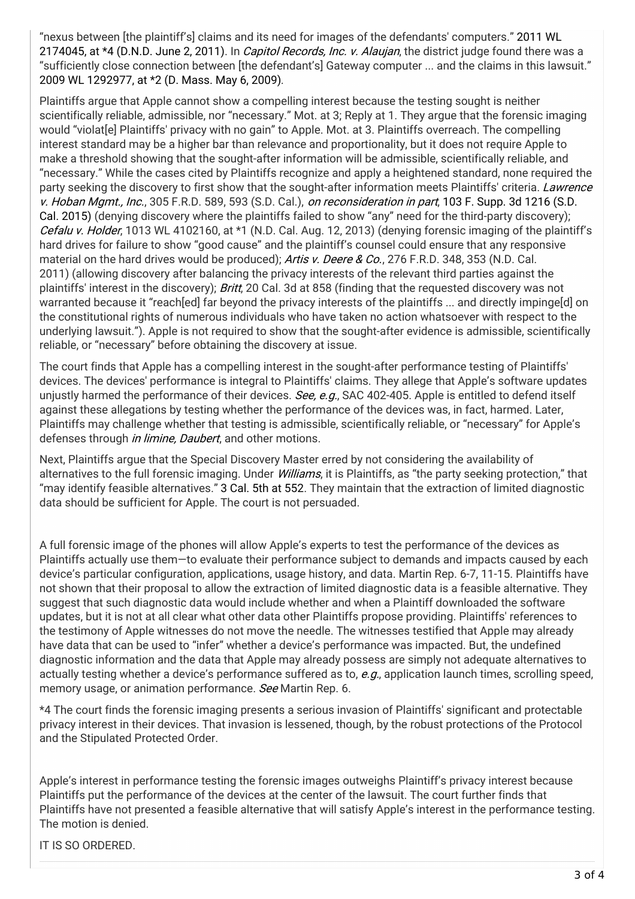"nexus between [the plaintiff's] claims and its need for images of the defendants' computers." 2011 WL 2174045, at *4 (D.N.D. June 2, 2011). In *Capitol Records, Inc. v. Alaujan*, the district judge found there was a "sufficiently close connection between [the defendant's] Gateway computer ... and the claims in this lawsuit." 2009 WL 1292977, at *2 (D. Mass. May 6, 2009).

Plaintiffs argue that Apple cannot show a compelling interest because the testing sought is neither scientifically reliable, admissible, nor "necessary." Mot. at 3; Reply at 1. They argue that the forensic imaging would "violat[e] Plaintiffs' privacy with no gain" to Apple. Mot. at 3. Plaintiffs overreach. The compelling interest standard may be a higher bar than relevance and proportionality, but it does not require Apple to make a threshold showing that the sought-after information will be admissible, scientifically reliable, and "necessary." While the cases cited by Plaintiffs recognize and apply a heightened standard, none required the party seeking the discovery to first show that the sought-after information meets Plaintiffs' criteria. *Lawrence v. Hoban Mgmt., Inc.*, 305 F.R.D. 589, 593 (S.D. Cal.), *on reconsideration in part*, 103 F. Supp. 3d 1216 (S.D. Cal. 2015) (denying discovery where the plaintiffs failed to show "any" need for the third-party discovery); *Cefalu v. Holder*, 1013 WL 4102160, at *1 (N.D. Cal. Aug. 12, 2013) (denying forensic imaging of the plaintiff's hard drives for failure to show "good cause" and the plaintiff's counsel could ensure that any responsive material on the hard drives would be produced); *Artis v. Deere & Co.*, 276 F.R.D. 348, 353 (N.D. Cal. 2011) (allowing discovery after balancing the privacy interests of the relevant third parties against the plaintiffs' interest in the discovery); *Britt*, 20 Cal. 3d at 858 (finding that the requested discovery was not warranted because it "reach[ed] far beyond the privacy interests of the plaintiffs ... and directly impinge[d] on the constitutional rights of numerous individuals who have taken no action whatsoever with respect to the underlying lawsuit."). Apple is not required to show that the sought-after evidence is admissible, scientifically reliable, or "necessary" before obtaining the discovery at issue.

The court finds that Apple has a compelling interest in the sought-after performance testing of Plaintiffs' devices. The devices' performance is integral to Plaintiffs' claims. They allege that Apple's software updates unjustly harmed the performance of their devices. *See, e.g.*, SAC 402-405. Apple is entitled to defend itself against these allegations by testing whether the performance of the devices was, in fact, harmed. Later, Plaintiffs may challenge whether that testing is admissible, scientifically reliable, or "necessary" for Apple's defenses through *in limine, Daubert*, and other motions.

Next, Plaintiffs argue that the Special Discovery Master erred by not considering the availability of alternatives to the full forensic imaging. Under *Williams*, it is Plaintiffs, as "the party seeking protection," that "may identify feasible alternatives." 3 Cal. 5th at 552. They maintain that the extraction of limited diagnostic data should be sufficient for Apple. The court is not persuaded.

A full forensic image of the phones will allow Apple's experts to test the performance of the devices as Plaintiffs actually use them—to evaluate their performance subject to demands and impacts caused by each device's particular configuration, applications, usage history, and data. Martin Rep. 6-7, 11-15. Plaintiffs have not shown that their proposal to allow the extraction of limited diagnostic data is a feasible alternative. They suggest that such diagnostic data would include whether and when a Plaintiff downloaded the software updates, but it is not at all clear what other data other Plaintiffs propose providing. Plaintiffs' references to the testimony of Apple witnesses do not move the needle. The witnesses testified that Apple may already have data that can be used to "infer" whether a device's performance was impacted. But, the undefined diagnostic information and the data that Apple may already possess are simply not adequate alternatives to actually testing whether a device's performance suffered as to, *e.g.*, application launch times, scrolling speed, memory usage, or animation performance. *See* Martin Rep. 6.

*4 The court finds the forensic imaging presents a serious invasion of Plaintiffs' significant and protectable privacy interest in their devices. That invasion is lessened, though, by the robust protections of the Protocol and the Stipulated Protected Order.

Apple's interest in performance testing the forensic images outweighs Plaintiff's privacy interest because Plaintiffs put the performance of the devices at the center of the lawsuit. The court further finds that Plaintiffs have not presented a feasible alternative that will satisfy Apple's interest in the performance testing. The motion is denied.

IT IS SO ORDERED.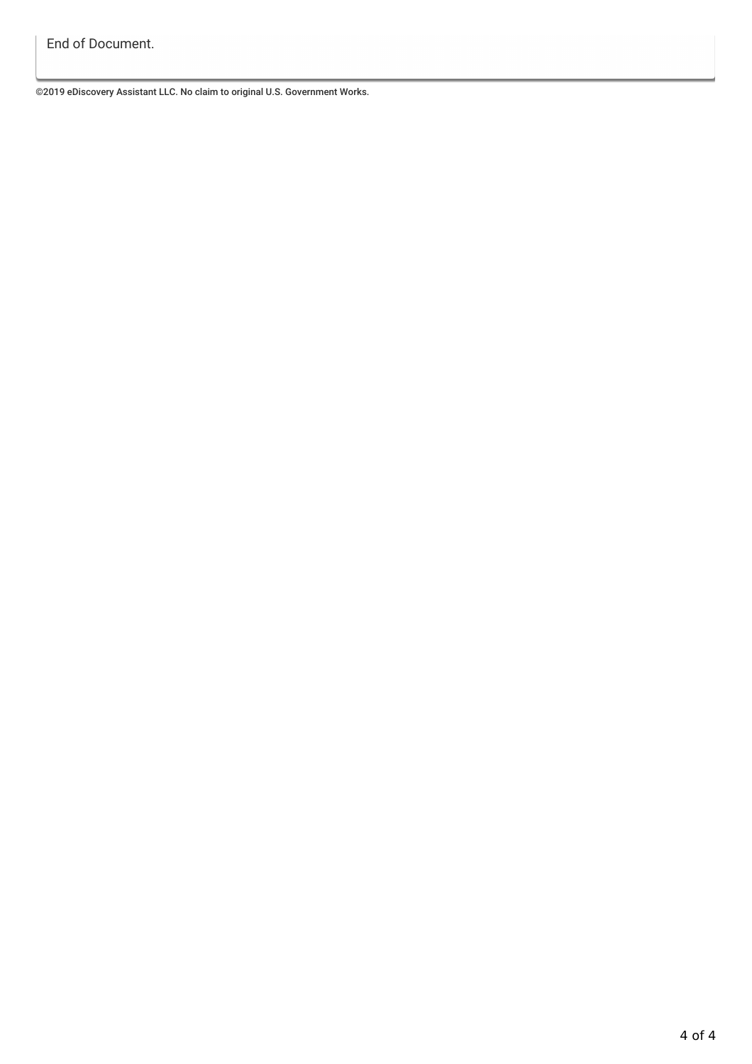End of Document.

©2019 eDiscovery Assistant LLC. No claim to original U.S. Government Works.